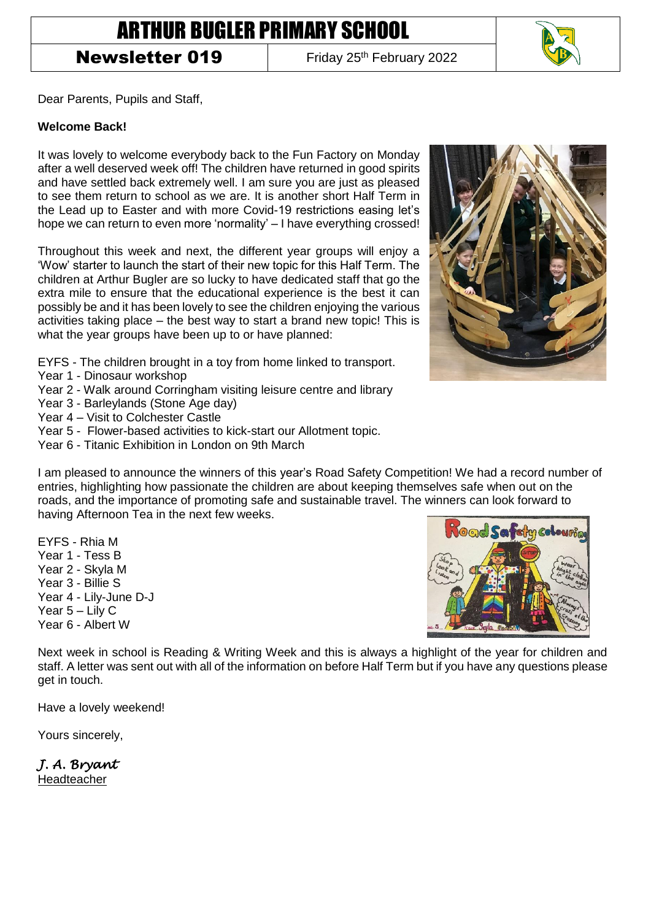# ARTHUR BUGLER PRIMARY SCHOOL

**Newsletter 019** | Friday 25th February 2022

Dear Parents, Pupils and Staff,

**Welcome Back!**

It was lovely to welcome everybody back to the Fun Factory on Monday after a well deserved week off! The children have returned in good spirits and have settled back extremely well. I am sure you are just as pleased to see them return to school as we are. It is another short Half Term in the Lead up to Easter and with more Covid-19 restrictions easing let's hope we can return to even more 'normality' – I have everything crossed!

Throughout this week and next, the different year groups will enjoy a 'Wow' starter to launch the start of their new topic for this Half Term. The children at Arthur Bugler are so lucky to have dedicated staff that go the extra mile to ensure that the educational experience is the best it can possibly be and it has been lovely to see the children enjoying the various activities taking place – the best way to start a brand new topic! This is what the year groups have been up to or have planned:

EYFS - The children brought in a toy from home linked to transport.
Year 1 - Dinosaur workshop
Year 2 - Walk around Corringham visiting leisure centre and library
Year 3 - Barleylands (Stone Age day)
Year 4 – Visit to Colchester Castle
Year 5 - Flower-based activities to kick-start our Allotment topic.
Year 6 - Titanic Exhibition in London on 9th March

I am pleased to announce the winners of this year's Road Safety Competition! We had a record number of entries, highlighting how passionate the children are about keeping themselves safe when out on the roads, and the importance of promoting safe and sustainable travel. The winners can look forward to having Afternoon Tea in the next few weeks.

EYFS - Rhia M
Year 1 - Tess B
Year 2 - Skyla M
Year 3 - Billie S
Year 4 - Lily-June D-J
Year 5 – Lily C
Year 6 - Albert W

Next week in school is Reading & Writing Week and this is always a highlight of the year for children and staff. A letter was sent out with all of the information on before Half Term but if you have any questions please get in touch.

Have a lovely weekend!

Yours sincerely,

*J. A. Bryant*
Headteacher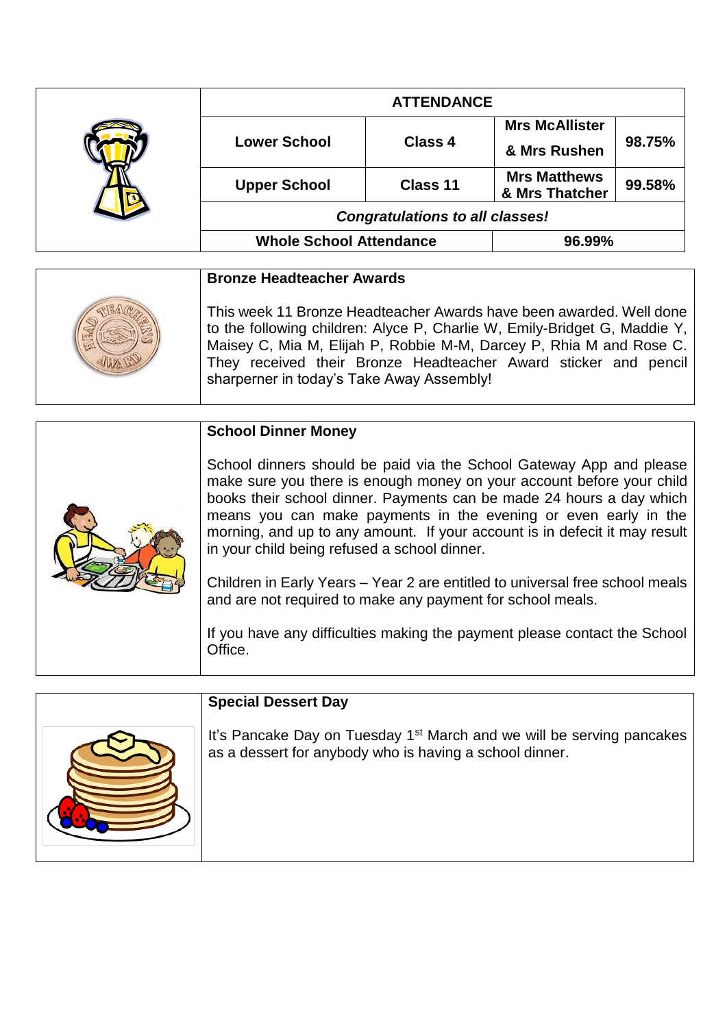## ATTENDANCE

| ATTENDANCE | | | |
|---|---|---|---|
| Lower School | Class 4 | Mrs McAllister & Mrs Rushen | 98.75% |
| Upper School | Class 11 | Mrs Matthews & Mrs Thatcher | 99.58% |
| ***Congratulations to all classes!*** | | | |
| **Whole School Attendance** | | **96.99%** | |

### Bronze Headteacher Awards

This week 11 Bronze Headteacher Awards have been awarded. Well done to the following children: Alyce P, Charlie W, Emily-Bridget G, Maddie Y, Maisey C, Mia M, Elijah P, Robbie M-M, Darcey P, Rhia M and Rose C. They received their Bronze Headteacher Award sticker and pencil sharperner in today's Take Away Assembly!

### School Dinner Money

School dinners should be paid via the School Gateway App and please make sure you there is enough money on your account before your child books their school dinner. Payments can be made 24 hours a day which means you can make payments in the evening or even early in the morning, and up to any amount. If your account is in defecit it may result in your child being refused a school dinner.

Children in Early Years – Year 2 are entitled to universal free school meals and are not required to make any payment for school meals.

If you have any difficulties making the payment please contact the School Office.

### Special Dessert Day

It's Pancake Day on Tuesday 1st March and we will be serving pancakes as a dessert for anybody who is having a school dinner.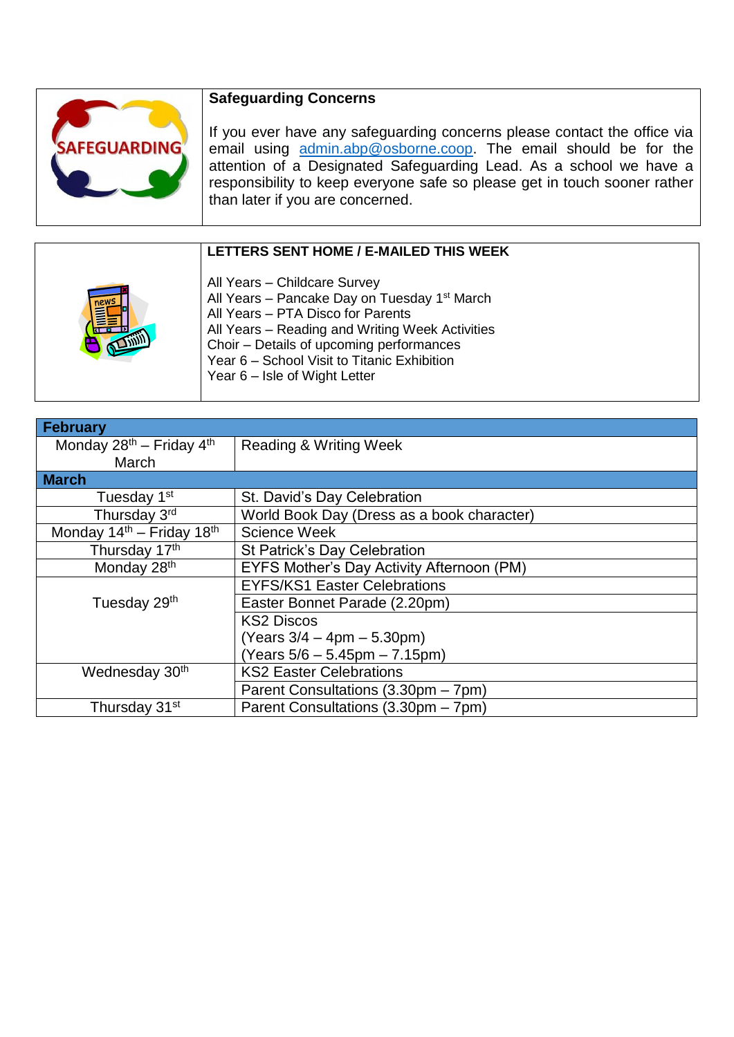## Safeguarding Concerns

If you ever have any safeguarding concerns please contact the office via email using admin.abp@osborne.coop. The email should be for the attention of a Designated Safeguarding Lead. As a school we have a responsibility to keep everyone safe so please get in touch sooner rather than later if you are concerned.

## LETTERS SENT HOME / E-MAILED THIS WEEK

All Years – Childcare Survey
All Years – Pancake Day on Tuesday 1st March
All Years – PTA Disco for Parents
All Years – Reading and Writing Week Activities
Choir – Details of upcoming performances
Year 6 – School Visit to Titanic Exhibition
Year 6 – Isle of Wight Letter

| | |
|---|---|
| **February** | |
| Monday 28th – Friday 4th March | Reading & Writing Week |
| **March** | |
| Tuesday 1st | St. David's Day Celebration |
| Thursday 3rd | World Book Day (Dress as a book character) |
| Monday 14th – Friday 18th | Science Week |
| Thursday 17th | St Patrick's Day Celebration |
| Monday 28th | EYFS Mother's Day Activity Afternoon (PM) |
| Tuesday 29th | EYFS/KS1 Easter Celebrations |
| | Easter Bonnet Parade (2.20pm) |
| | KS2 Discos<br>(Years 3/4 – 4pm – 5.30pm)<br>(Years 5/6 – 5.45pm – 7.15pm) |
| Wednesday 30th | KS2 Easter Celebrations |
| | Parent Consultations (3.30pm – 7pm) |
| Thursday 31st | Parent Consultations (3.30pm – 7pm) |